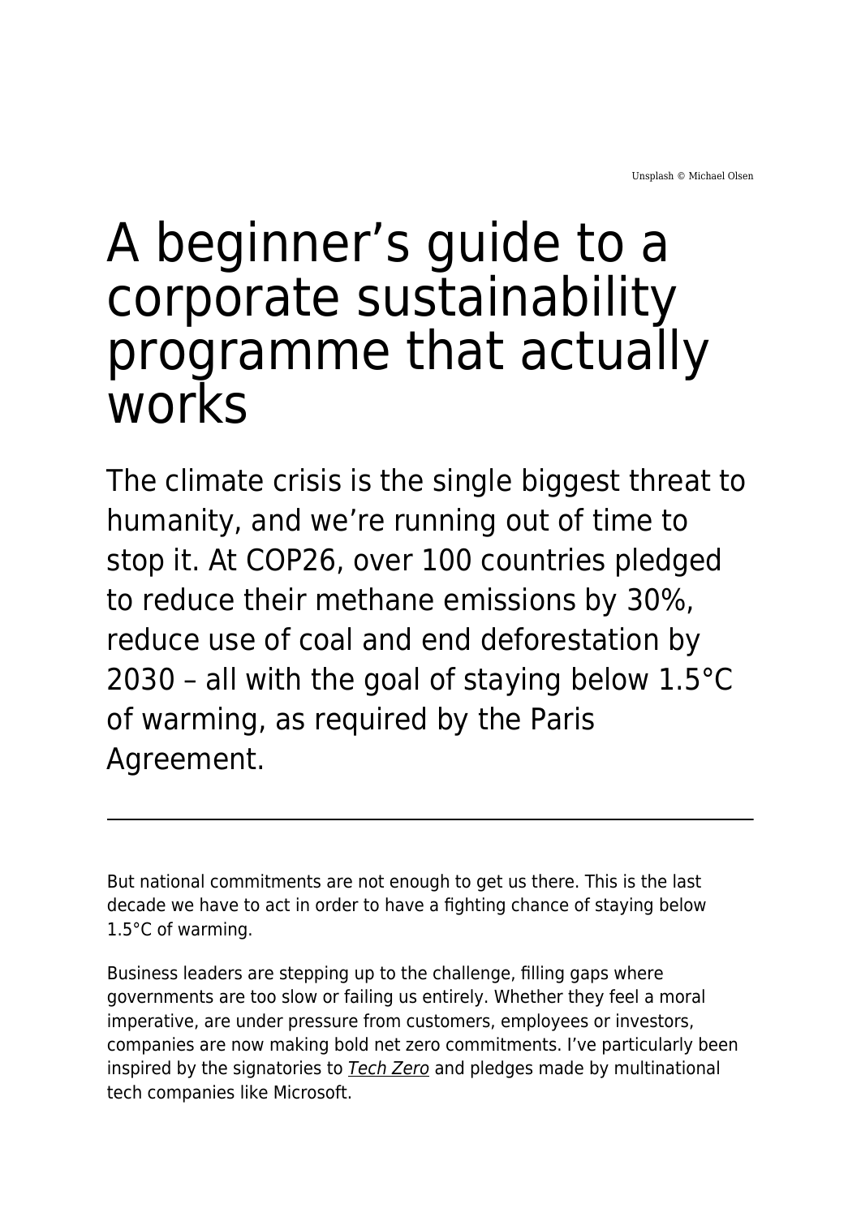Unsplash © Michael Olsen

# A beginner's guide to a corporate sustainability programme that actually works

The climate crisis is the single biggest threat to humanity, and we're running out of time to stop it. At COP26, over 100 countries pledged to reduce their methane emissions by 30%, reduce use of coal and end deforestation by 2030 – all with the goal of staying below 1.5°C of warming, as required by the Paris Agreement.

---

But national commitments are not enough to get us there. This is the last decade we have to act in order to have a fighting chance of staying below 1.5°C of warming.

Business leaders are stepping up to the challenge, filling gaps where governments are too slow or failing us entirely. Whether they feel a moral imperative, are under pressure from customers, employees or investors, companies are now making bold net zero commitments. I've particularly been inspired by the signatories to *Tech Zero* and pledges made by multinational tech companies like Microsoft.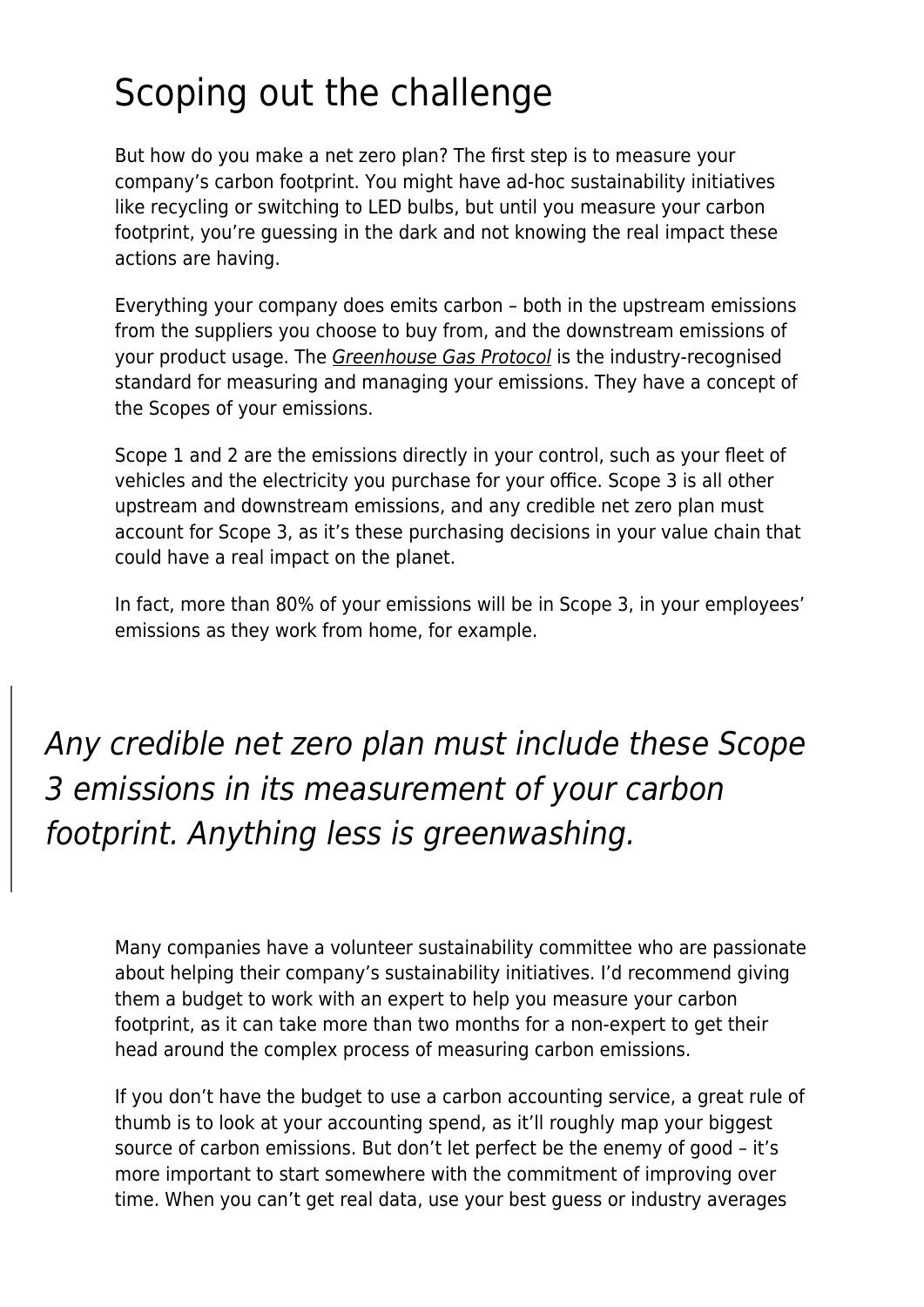# Scoping out the challenge

But how do you make a net zero plan? The first step is to measure your company's carbon footprint. You might have ad-hoc sustainability initiatives like recycling or switching to LED bulbs, but until you measure your carbon footprint, you're guessing in the dark and not knowing the real impact these actions are having.

Everything your company does emits carbon – both in the upstream emissions from the suppliers you choose to buy from, and the downstream emissions of your product usage. The *Greenhouse Gas Protocol* is the industry-recognised standard for measuring and managing your emissions. They have a concept of the Scopes of your emissions.

Scope 1 and 2 are the emissions directly in your control, such as your fleet of vehicles and the electricity you purchase for your office. Scope 3 is all other upstream and downstream emissions, and any credible net zero plan must account for Scope 3, as it's these purchasing decisions in your value chain that could have a real impact on the planet.

In fact, more than 80% of your emissions will be in Scope 3, in your employees' emissions as they work from home, for example.

> *Any credible net zero plan must include these Scope 3 emissions in its measurement of your carbon footprint. Anything less is greenwashing.*

Many companies have a volunteer sustainability committee who are passionate about helping their company's sustainability initiatives. I'd recommend giving them a budget to work with an expert to help you measure your carbon footprint, as it can take more than two months for a non-expert to get their head around the complex process of measuring carbon emissions.

If you don't have the budget to use a carbon accounting service, a great rule of thumb is to look at your accounting spend, as it'll roughly map your biggest source of carbon emissions. But don't let perfect be the enemy of good – it's more important to start somewhere with the commitment of improving over time. When you can't get real data, use your best guess or industry averages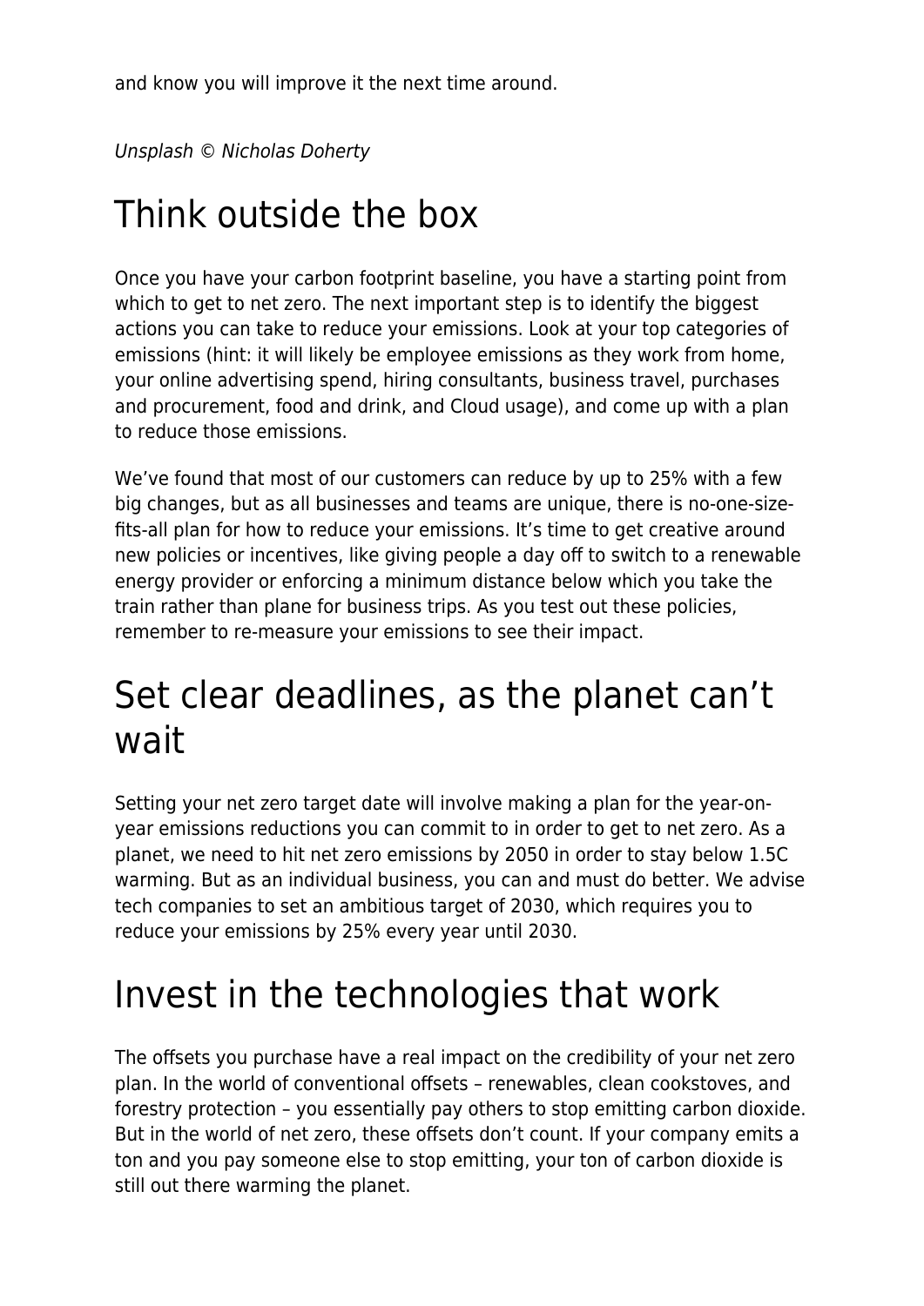and know you will improve it the next time around.

*Unsplash © Nicholas Doherty*

# Think outside the box

Once you have your carbon footprint baseline, you have a starting point from which to get to net zero. The next important step is to identify the biggest actions you can take to reduce your emissions. Look at your top categories of emissions (hint: it will likely be employee emissions as they work from home, your online advertising spend, hiring consultants, business travel, purchases and procurement, food and drink, and Cloud usage), and come up with a plan to reduce those emissions.

We've found that most of our customers can reduce by up to 25% with a few big changes, but as all businesses and teams are unique, there is no-one-size-fits-all plan for how to reduce your emissions. It's time to get creative around new policies or incentives, like giving people a day off to switch to a renewable energy provider or enforcing a minimum distance below which you take the train rather than plane for business trips. As you test out these policies, remember to re-measure your emissions to see their impact.

# Set clear deadlines, as the planet can't wait

Setting your net zero target date will involve making a plan for the year-on-year emissions reductions you can commit to in order to get to net zero. As a planet, we need to hit net zero emissions by 2050 in order to stay below 1.5C warming. But as an individual business, you can and must do better. We advise tech companies to set an ambitious target of 2030, which requires you to reduce your emissions by 25% every year until 2030.

# Invest in the technologies that work

The offsets you purchase have a real impact on the credibility of your net zero plan. In the world of conventional offsets – renewables, clean cookstoves, and forestry protection – you essentially pay others to stop emitting carbon dioxide. But in the world of net zero, these offsets don't count. If your company emits a ton and you pay someone else to stop emitting, your ton of carbon dioxide is still out there warming the planet.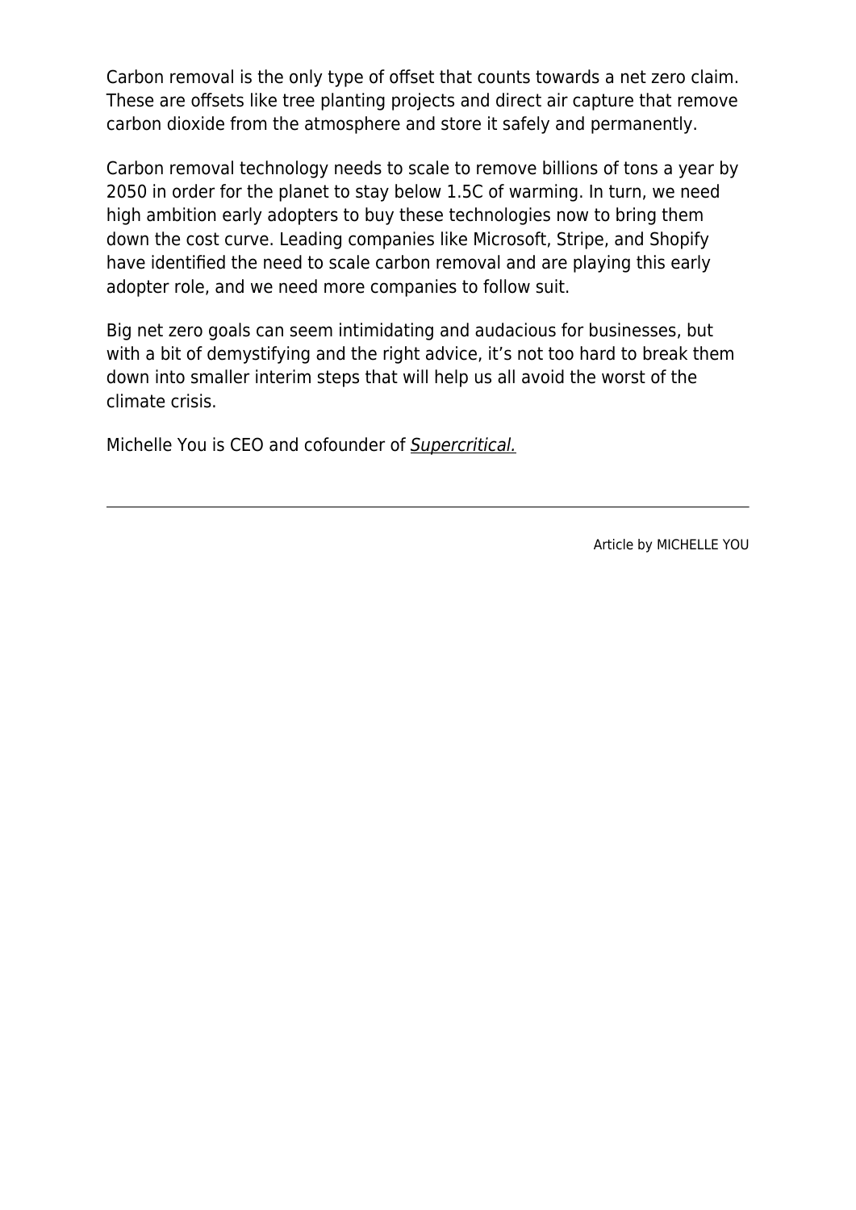Carbon removal is the only type of offset that counts towards a net zero claim. These are offsets like tree planting projects and direct air capture that remove carbon dioxide from the atmosphere and store it safely and permanently.

Carbon removal technology needs to scale to remove billions of tons a year by 2050 in order for the planet to stay below 1.5C of warming. In turn, we need high ambition early adopters to buy these technologies now to bring them down the cost curve. Leading companies like Microsoft, Stripe, and Shopify have identified the need to scale carbon removal and are playing this early adopter role, and we need more companies to follow suit.

Big net zero goals can seem intimidating and audacious for businesses, but with a bit of demystifying and the right advice, it's not too hard to break them down into smaller interim steps that will help us all avoid the worst of the climate crisis.

Michelle You is CEO and cofounder of *Supercritical.*

---

Article by MICHELLE YOU